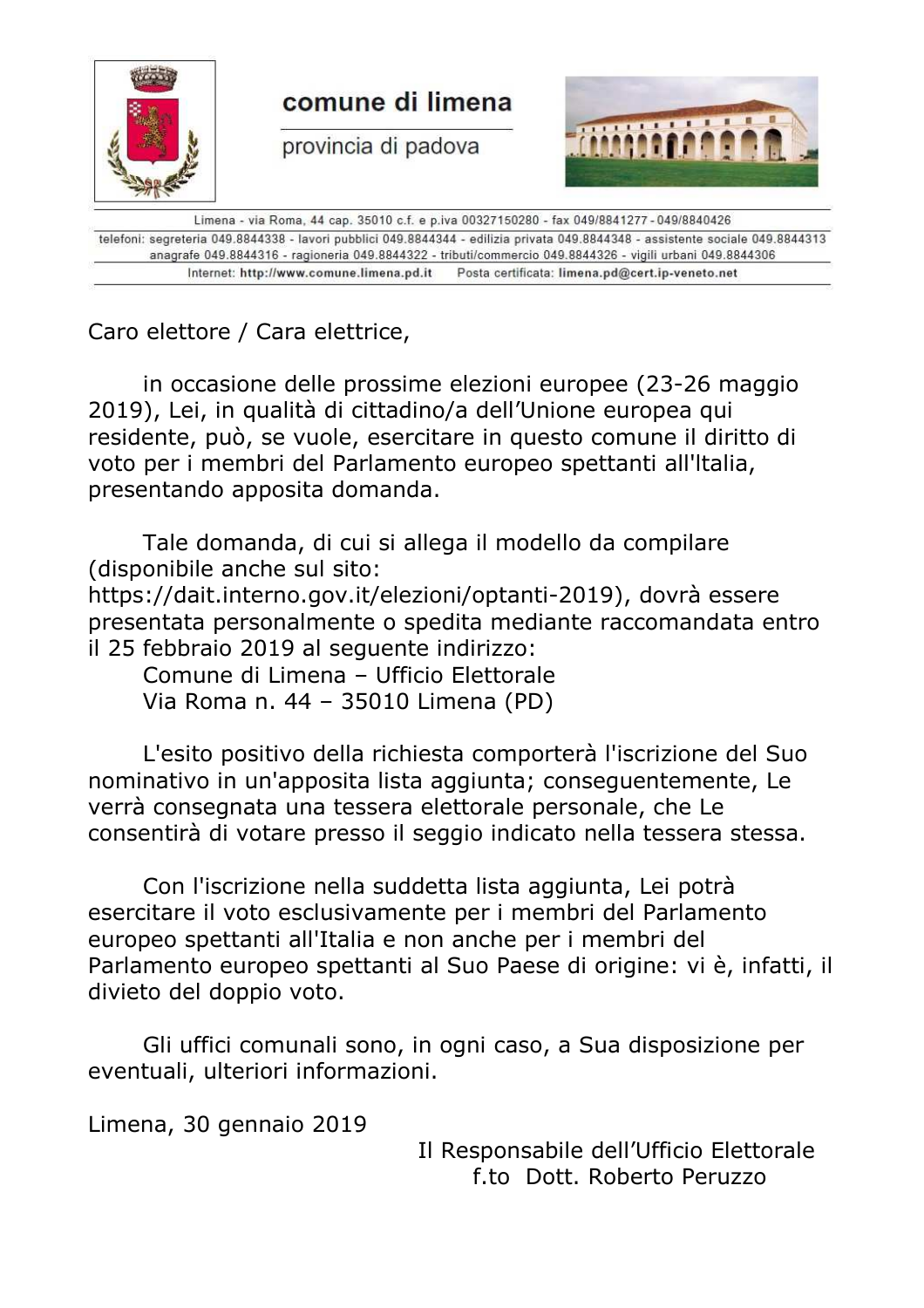**comune di limena**

provincia di padova

Limena - via Roma, 44 cap. 35010 c.f. e p.iva 00327150280 - fax 049/8841277 - 049/8840426

telefoni: segreteria 049.8844338 - lavori pubblici 049.8844344 - edilizia privata 049.8844348 - assistente sociale 049.8844313
anagrafe 049.8844316 - ragioneria 049.8844322 - tributi/commercio 049.8844326 - vigili urbani 049.8844306

Internet: **http://www.comune.limena.pd.it** Posta certificata: **limena.pd@cert.ip-veneto.net**

Caro elettore / Cara elettrice,

in occasione delle prossime elezioni europee (23-26 maggio 2019), Lei, in qualità di cittadino/a dell'Unione europea qui residente, può, se vuole, esercitare in questo comune il diritto di voto per i membri del Parlamento europeo spettanti all'Italia, presentando apposita domanda.

Tale domanda, di cui si allega il modello da compilare (disponibile anche sul sito: https://dait.interno.gov.it/elezioni/optanti-2019), dovrà essere presentata personalmente o spedita mediante raccomandata entro il 25 febbraio 2019 al seguente indirizzo:

Comune di Limena – Ufficio Elettorale
Via Roma n. 44 – 35010 Limena (PD)

L'esito positivo della richiesta comporterà l'iscrizione del Suo nominativo in un'apposita lista aggiunta; conseguentemente, Le verrà consegnata una tessera elettorale personale, che Le consentirà di votare presso il seggio indicato nella tessera stessa.

Con l'iscrizione nella suddetta lista aggiunta, Lei potrà esercitare il voto esclusivamente per i membri del Parlamento europeo spettanti all'Italia e non anche per i membri del Parlamento europeo spettanti al Suo Paese di origine: vi è, infatti, il divieto del doppio voto.

Gli uffici comunali sono, in ogni caso, a Sua disposizione per eventuali, ulteriori informazioni.

Limena, 30 gennaio 2019

Il Responsabile dell'Ufficio Elettorale
f.to Dott. Roberto Peruzzo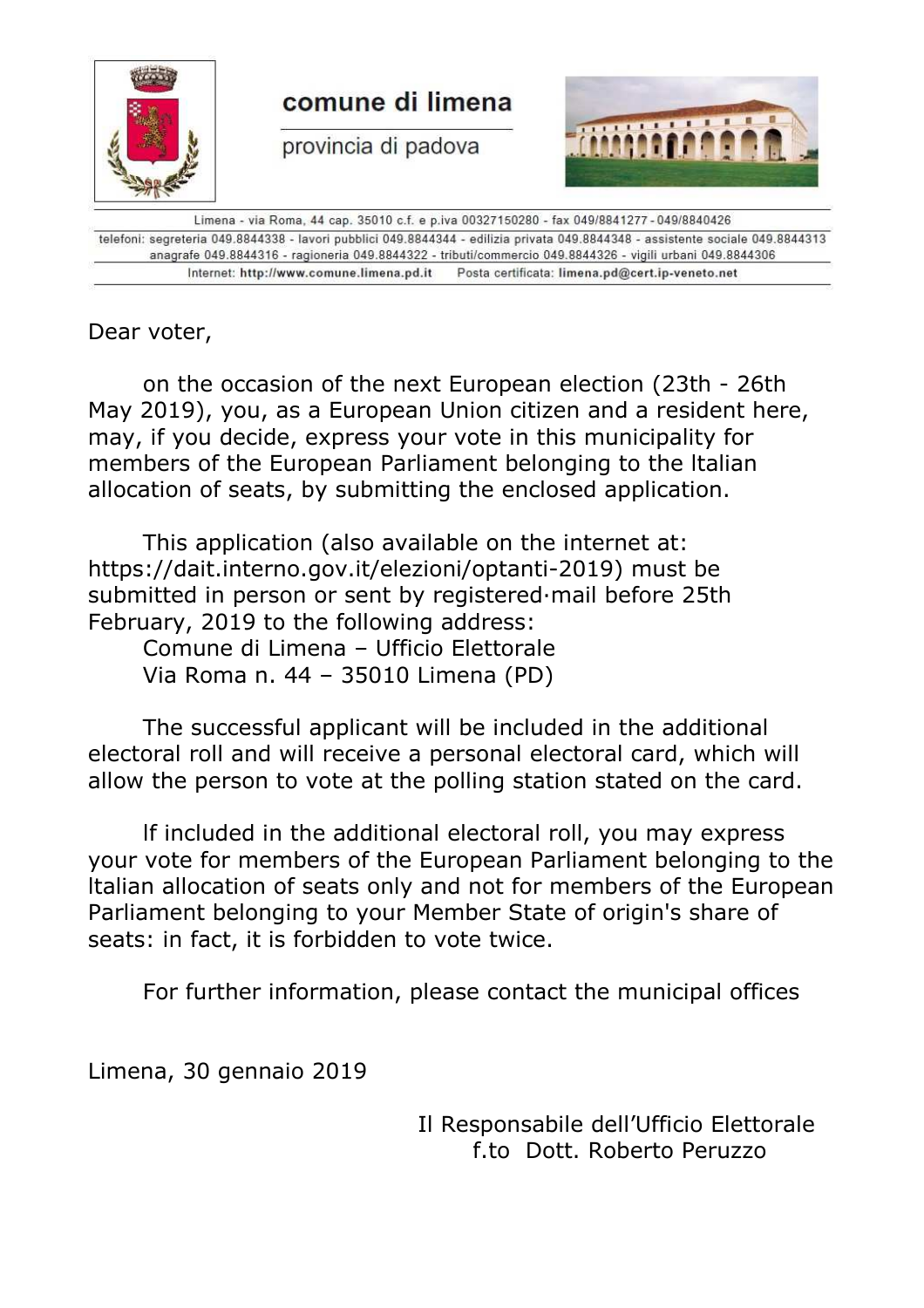**comune di limena**

provincia di padova

Limena - via Roma, 44 cap. 35010 c.f. e p.iva 00327150280 - fax 049/8841277 - 049/8840426

telefoni: segreteria 049.8844338 - lavori pubblici 049.8844344 - edilizia privata 049.8844348 - assistente sociale 049.8844313 anagrafe 049.8844316 - ragioneria 049.8844322 - tributi/commercio 049.8844326 - vigili urbani 049.8844306

Internet: **http://www.comune.limena.pd.it** Posta certificata: **limena.pd@cert.ip-veneto.net**

Dear voter,

on the occasion of the next European election (23th - 26th May 2019), you, as a European Union citizen and a resident here, may, if you decide, express your vote in this municipality for members of the European Parliament belonging to the Italian allocation of seats, by submitting the enclosed application.

This application (also available on the internet at: https://dait.interno.gov.it/elezioni/optanti-2019) must be submitted in person or sent by registered·mail before 25th February, 2019 to the following address:

Comune di Limena – Ufficio Elettorale
Via Roma n. 44 – 35010 Limena (PD)

The successful applicant will be included in the additional electoral roll and will receive a personal electoral card, which will allow the person to vote at the polling station stated on the card.

If included in the additional electoral roll, you may express your vote for members of the European Parliament belonging to the Italian allocation of seats only and not for members of the European Parliament belonging to your Member State of origin's share of seats: in fact, it is forbidden to vote twice.

For further information, please contact the municipal offices

Limena, 30 gennaio 2019

Il Responsabile dell'Ufficio Elettorale
f.to Dott. Roberto Peruzzo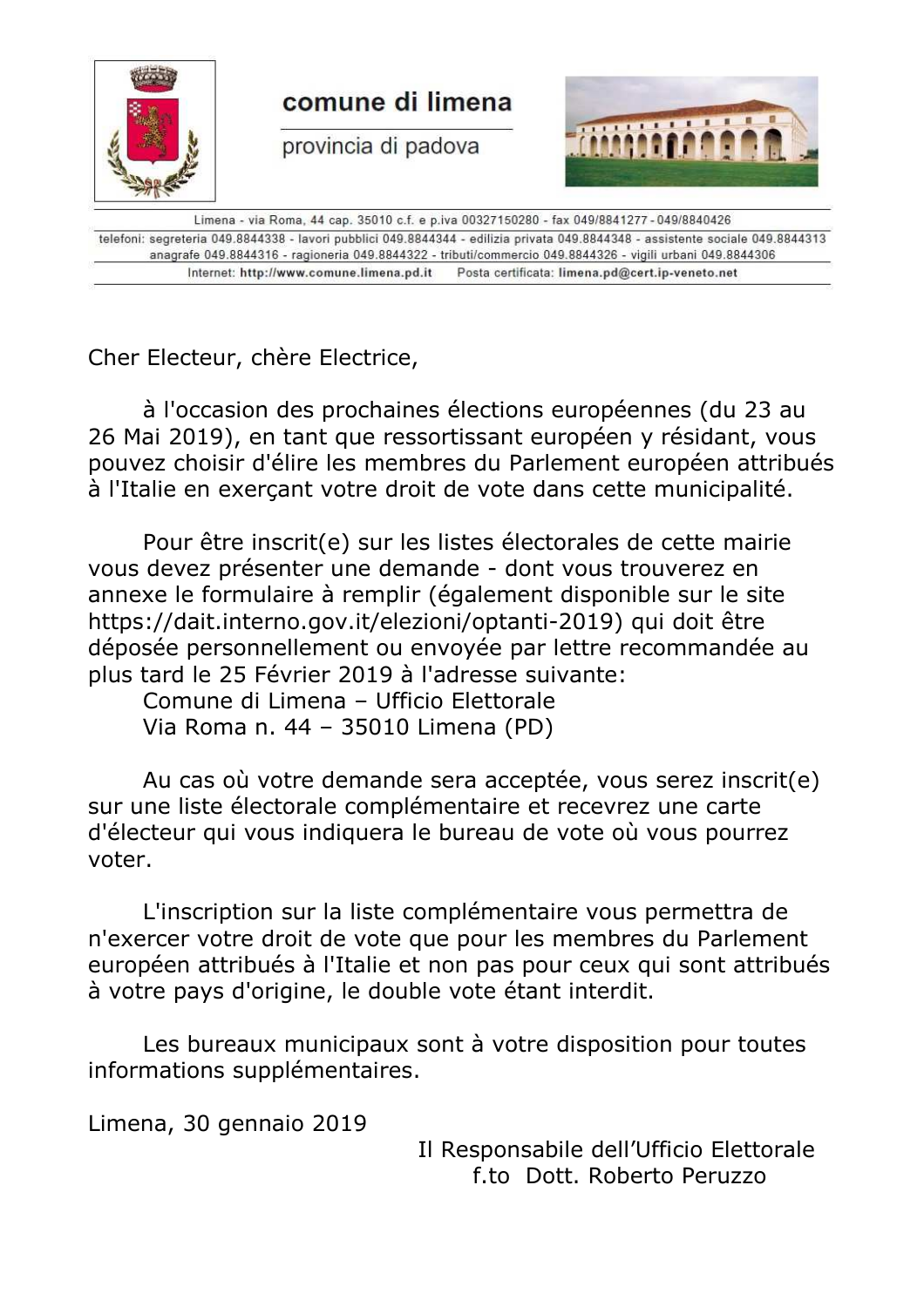**comune di limena**

provincia di padova

Limena - via Roma, 44 cap. 35010 c.f. e p.iva 00327150280 - fax 049/8841277 - 049/8840426

telefoni: segreteria 049.8844338 - lavori pubblici 049.8844344 - edilizia privata 049.8844348 - assistente sociale 049.8844313
anagrafe 049.8844316 - ragioneria 049.8844322 - tributi/commercio 049.8844326 - vigili urbani 049.8844306

Internet: http://www.comune.limena.pd.it Posta certificata: limena.pd@cert.ip-veneto.net

Cher Electeur, chère Electrice,

à l'occasion des prochaines élections européennes (du 23 au 26 Mai 2019), en tant que ressortissant européen y résidant, vous pouvez choisir d'élire les membres du Parlement européen attribués à l'Italie en exerçant votre droit de vote dans cette municipalité.

Pour être inscrit(e) sur les listes électorales de cette mairie vous devez présenter une demande - dont vous trouverez en annexe le formulaire à remplir (également disponible sur le site https://dait.interno.gov.it/elezioni/optanti-2019) qui doit être déposée personnellement ou envoyée par lettre recommandée au plus tard le 25 Février 2019 à l'adresse suivante:

Comune di Limena – Ufficio Elettorale
Via Roma n. 44 – 35010 Limena (PD)

Au cas où votre demande sera acceptée, vous serez inscrit(e) sur une liste électorale complémentaire et recevrez une carte d'électeur qui vous indiquera le bureau de vote où vous pourrez voter.

L'inscription sur la liste complémentaire vous permettra de n'exercer votre droit de vote que pour les membres du Parlement européen attribués à l'Italie et non pas pour ceux qui sont attribués à votre pays d'origine, le double vote étant interdit.

Les bureaux municipaux sont à votre disposition pour toutes informations supplémentaires.

Limena, 30 gennaio 2019

Il Responsabile dell'Ufficio Elettorale
f.to Dott. Roberto Peruzzo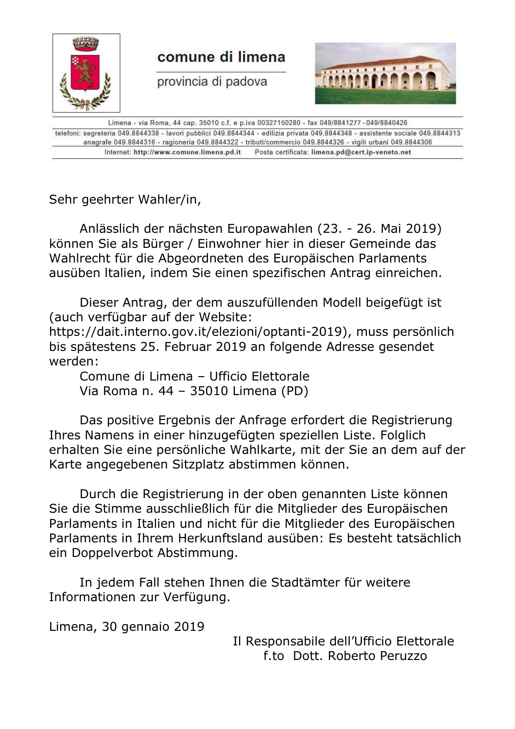comune di limena

provincia di padova

Limena - via Roma, 44 cap. 35010 c.f. e p.iva 00327150280 - fax 049/8841277 - 049/8840426

telefoni: segreteria 049.8844338 - lavori pubblici 049.8844344 - edilizia privata 049.8844348 - assistente sociale 049.8844313
anagrafe 049.8844316 - ragioneria 049.8844322 - tributi/commercio 049.8844326 - vigili urbani 049.8844306

Internet: http://www.comune.limena.pd.it   Posta certificata: limena.pd@cert.ip-veneto.net

Sehr geehrter Wahler/in,

Anlässlich der nächsten Europawahlen (23. - 26. Mai 2019) können Sie als Bürger / Einwohner hier in dieser Gemeinde das Wahlrecht für die Abgeordneten des Europäischen Parlaments ausüben ltalien, indem Sie einen spezifischen Antrag einreichen.

Dieser Antrag, der dem auszufüllenden Modell beigefügt ist (auch verfügbar auf der Website: https://dait.interno.gov.it/elezioni/optanti-2019), muss persönlich bis spätestens 25. Februar 2019 an folgende Adresse gesendet werden:

Comune di Limena – Ufficio Elettorale
Via Roma n. 44 – 35010 Limena (PD)

Das positive Ergebnis der Anfrage erfordert die Registrierung Ihres Namens in einer hinzugefügten speziellen Liste. Folglich erhalten Sie eine persönliche Wahlkarte, mit der Sie an dem auf der Karte angegebenen Sitzplatz abstimmen können.

Durch die Registrierung in der oben genannten Liste können Sie die Stimme ausschließlich für die Mitglieder des Europäischen Parlaments in Italien und nicht für die Mitglieder des Europäischen Parlaments in Ihrem Herkunftsland ausüben: Es besteht tatsächlich ein Doppelverbot Abstimmung.

In jedem Fall stehen Ihnen die Stadtämter für weitere Informationen zur Verfügung.

Limena, 30 gennaio 2019

Il Responsabile dell'Ufficio Elettorale
f.to Dott. Roberto Peruzzo